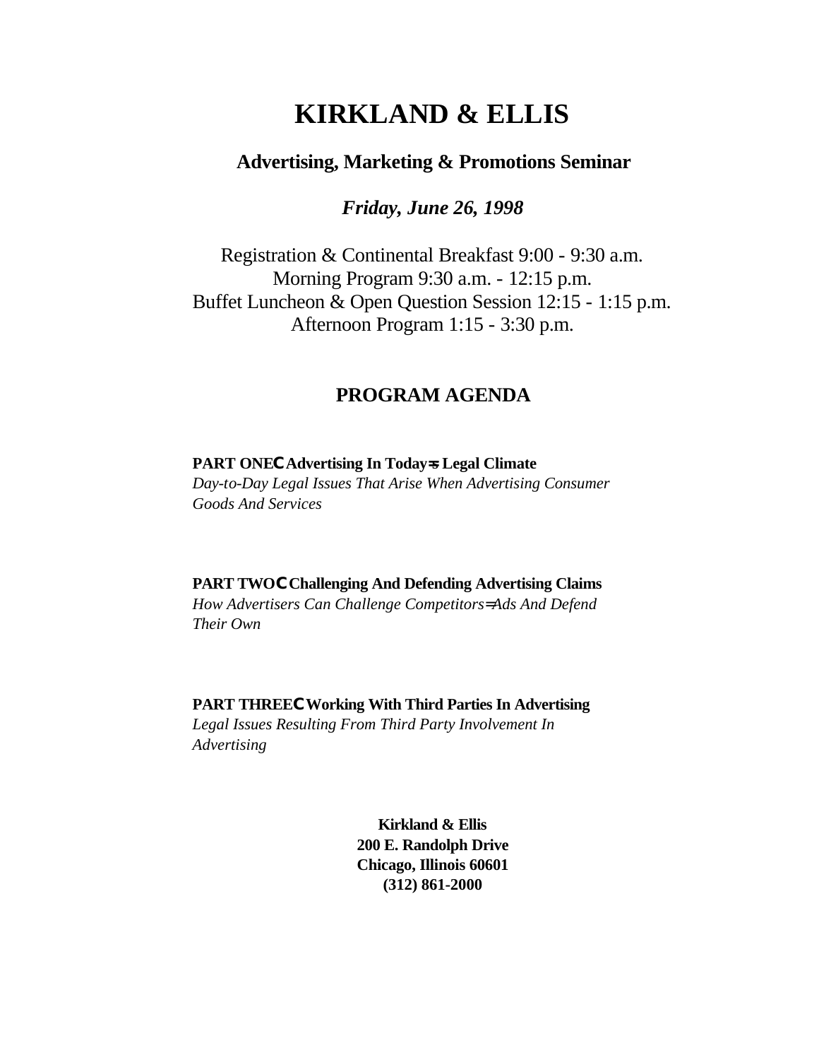# KIRKLAND & ELLIS

## Advertising, Marketing & Promotions Seminar

***Friday, June 26, 1998***

Registration & Continental Breakfast 9:00 - 9:30 a.m.
Morning Program 9:30 a.m. - 12:15 p.m.
Buffet Luncheon & Open Question Session 12:15 - 1:15 p.m.
Afternoon Program 1:15 - 3:30 p.m.

## PROGRAM AGENDA

**PART ONECAdvertising In Today=s Legal Climate**
*Day-to-Day Legal Issues That Arise When Advertising Consumer Goods And Services*

**PART TWOCChallenging And Defending Advertising Claims**
*How Advertisers Can Challenge Competitors=Ads And Defend Their Own*

**PART THREECWorking With Third Parties In Advertising**
*Legal Issues Resulting From Third Party Involvement In Advertising*

**Kirkland & Ellis**
**200 E. Randolph Drive**
**Chicago, Illinois 60601**
**(312) 861-2000**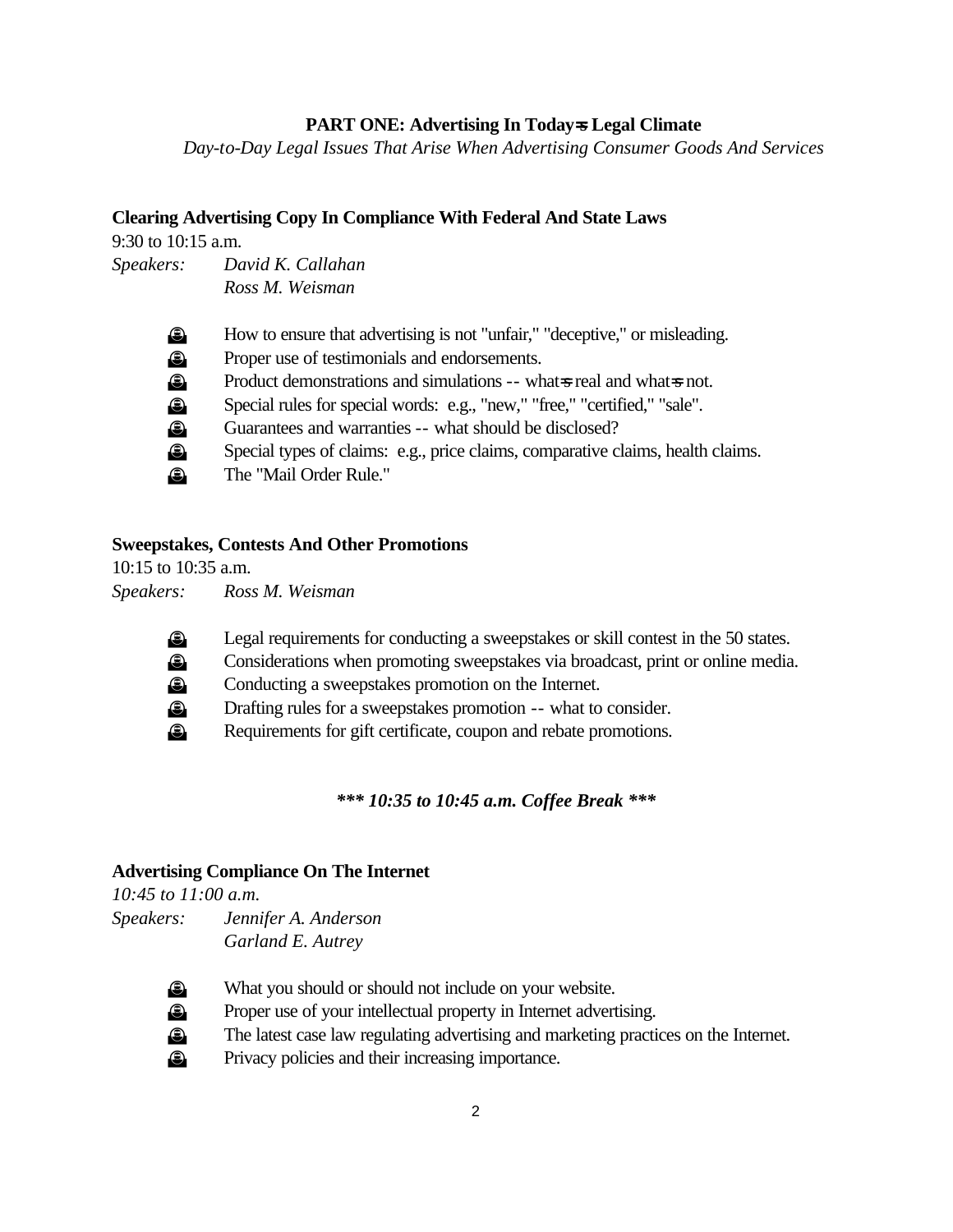## PART ONE: Advertising In Today=s Legal Climate

*Day-to-Day Legal Issues That Arise When Advertising Consumer Goods And Services*

**Clearing Advertising Copy In Compliance With Federal And State Laws**

9:30 to 10:15 a.m.

*Speakers:* *David K. Callahan*
*Ross M. Weisman*

- How to ensure that advertising is not "unfair," "deceptive," or misleading.
- Proper use of testimonials and endorsements.
- Product demonstrations and simulations -- what=s real and what=s not.
- Special rules for special words: e.g., "new," "free," "certified," "sale".
- Guarantees and warranties -- what should be disclosed?
- Special types of claims: e.g., price claims, comparative claims, health claims.
- The "Mail Order Rule."

**Sweepstakes, Contests And Other Promotions**

10:15 to 10:35 a.m.

*Speakers:* *Ross M. Weisman*

- Legal requirements for conducting a sweepstakes or skill contest in the 50 states.
- Considerations when promoting sweepstakes via broadcast, print or online media.
- Conducting a sweepstakes promotion on the Internet.
- Drafting rules for a sweepstakes promotion -- what to consider.
- Requirements for gift certificate, coupon and rebate promotions.

***\*\*\* 10:35 to 10:45 a.m. Coffee Break \*\*\****

**Advertising Compliance On The Internet**

*10:45 to 11:00 a.m.*

*Speakers:* *Jennifer A. Anderson*
*Garland E. Autrey*

- What you should or should not include on your website.
- Proper use of your intellectual property in Internet advertising.
- The latest case law regulating advertising and marketing practices on the Internet.
- Privacy policies and their increasing importance.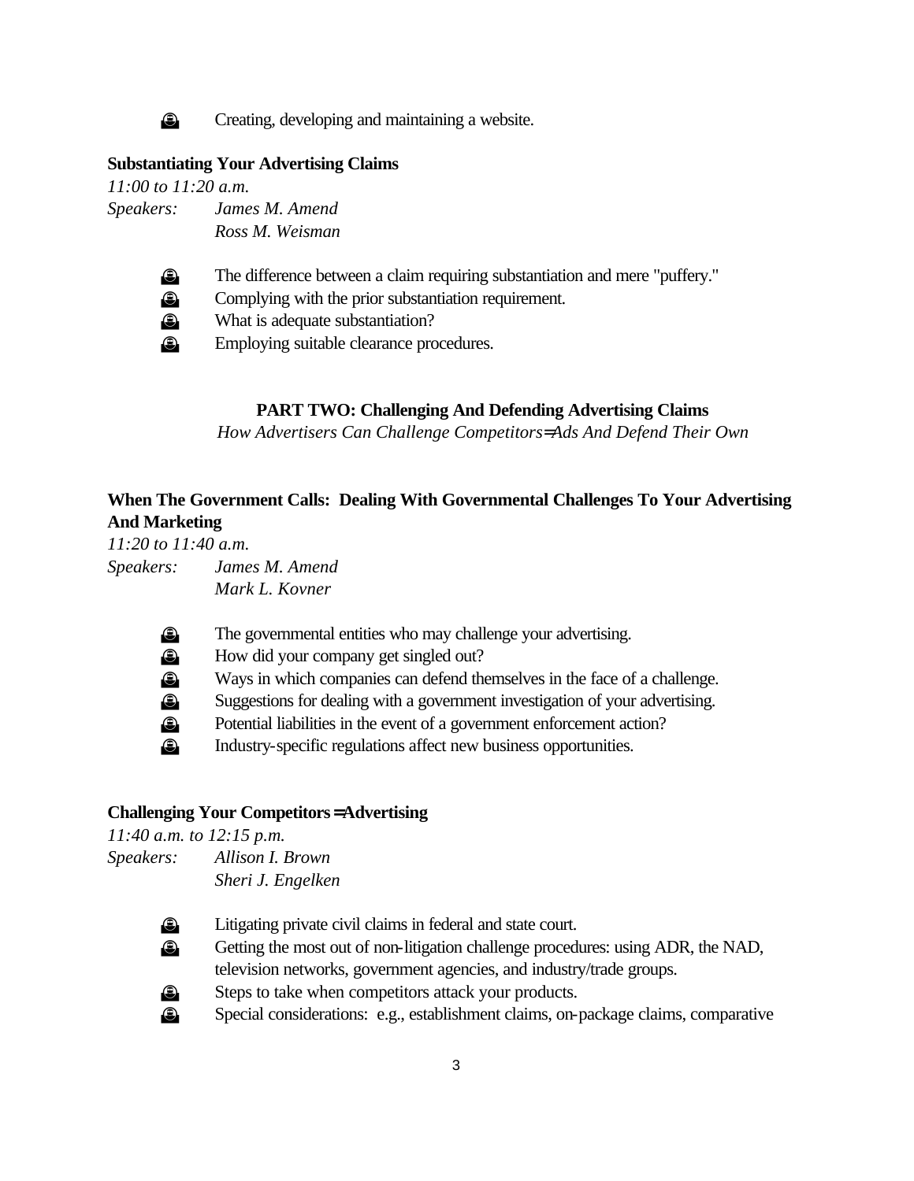- Creating, developing and maintaining a website.

**Substantiating Your Advertising Claims**

*11:00 to 11:20 a.m.*

*Speakers: James M. Amend*
*Ross M. Weisman*

- The difference between a claim requiring substantiation and mere "puffery."
- Complying with the prior substantiation requirement.
- What is adequate substantiation?
- Employing suitable clearance procedures.

## PART TWO: Challenging And Defending Advertising Claims

*How Advertisers Can Challenge Competitors=Ads And Defend Their Own*

**When The Government Calls: Dealing With Governmental Challenges To Your Advertising And Marketing**

*11:20 to 11:40 a.m.*

*Speakers: James M. Amend*
*Mark L. Kovner*

- The governmental entities who may challenge your advertising.
- How did your company get singled out?
- Ways in which companies can defend themselves in the face of a challenge.
- Suggestions for dealing with a government investigation of your advertising.
- Potential liabilities in the event of a government enforcement action?
- Industry-specific regulations affect new business opportunities.

**Challenging Your Competitors=Advertising**

*11:40 a.m. to 12:15 p.m.*

*Speakers: Allison I. Brown*
*Sheri J. Engelken*

- Litigating private civil claims in federal and state court.
- Getting the most out of non-litigation challenge procedures: using ADR, the NAD, television networks, government agencies, and industry/trade groups.
- Steps to take when competitors attack your products.
- Special considerations: e.g., establishment claims, on-package claims, comparative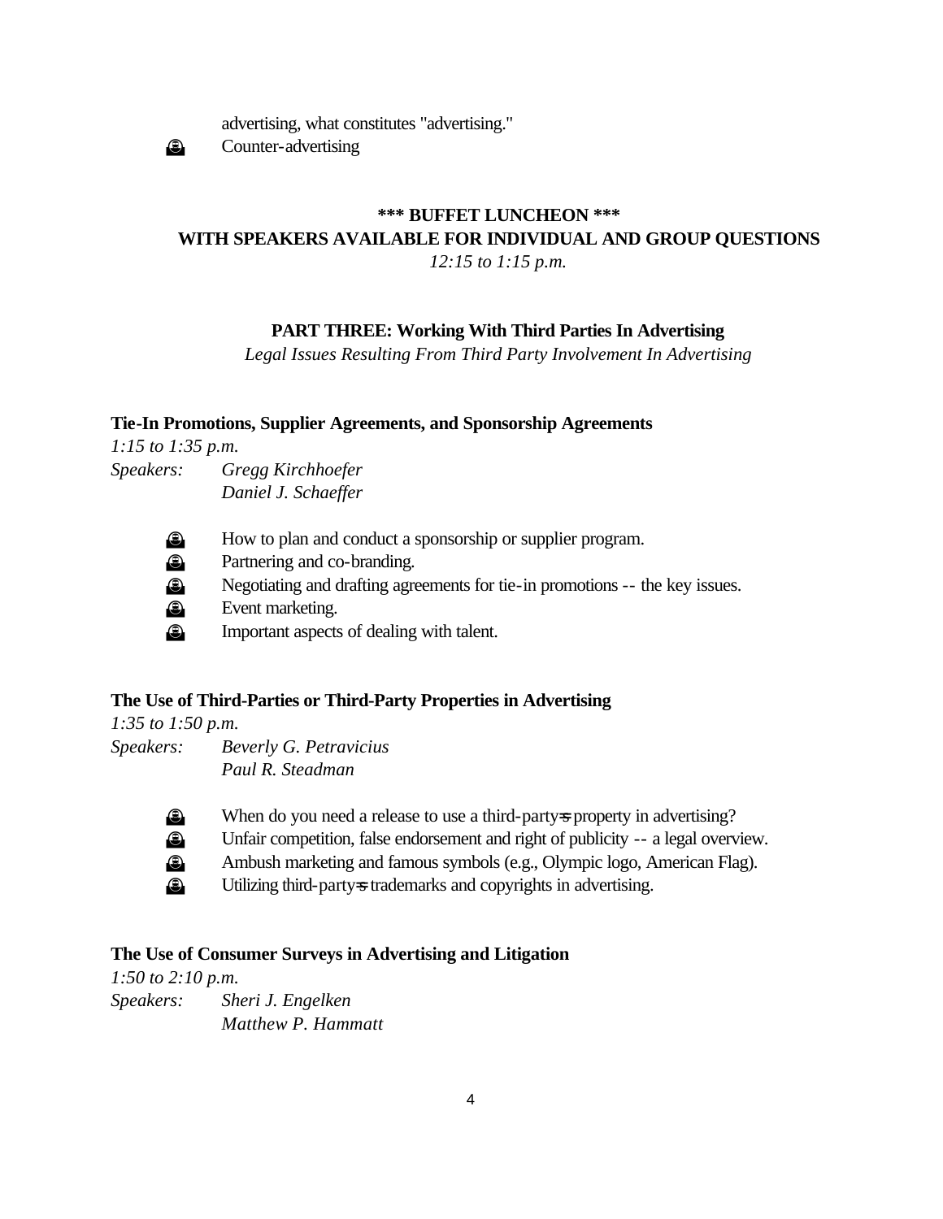advertising, what constitutes "advertising."

- Counter-advertising

**\*\*\* BUFFET LUNCHEON \*\*\***
**WITH SPEAKERS AVAILABLE FOR INDIVIDUAL AND GROUP QUESTIONS**
*12:15 to 1:15 p.m.*

## PART THREE: Working With Third Parties In Advertising

*Legal Issues Resulting From Third Party Involvement In Advertising*

### Tie-In Promotions, Supplier Agreements, and Sponsorship Agreements

*1:15 to 1:35 p.m.*
*Speakers: Gregg Kirchhoefer*
*Daniel J. Schaeffer*

- How to plan and conduct a sponsorship or supplier program.
- Partnering and co-branding.
- Negotiating and drafting agreements for tie-in promotions -- the key issues.
- Event marketing.
- Important aspects of dealing with talent.

### The Use of Third-Parties or Third-Party Properties in Advertising

*1:35 to 1:50 p.m.*
*Speakers: Beverly G. Petravicius*
*Paul R. Steadman*

- When do you need a release to use a third-party=s property in advertising?
- Unfair competition, false endorsement and right of publicity -- a legal overview.
- Ambush marketing and famous symbols (e.g., Olympic logo, American Flag).
- Utilizing third-party=s trademarks and copyrights in advertising.

### The Use of Consumer Surveys in Advertising and Litigation

*1:50 to 2:10 p.m.*
*Speakers: Sheri J. Engelken*
*Matthew P. Hammatt*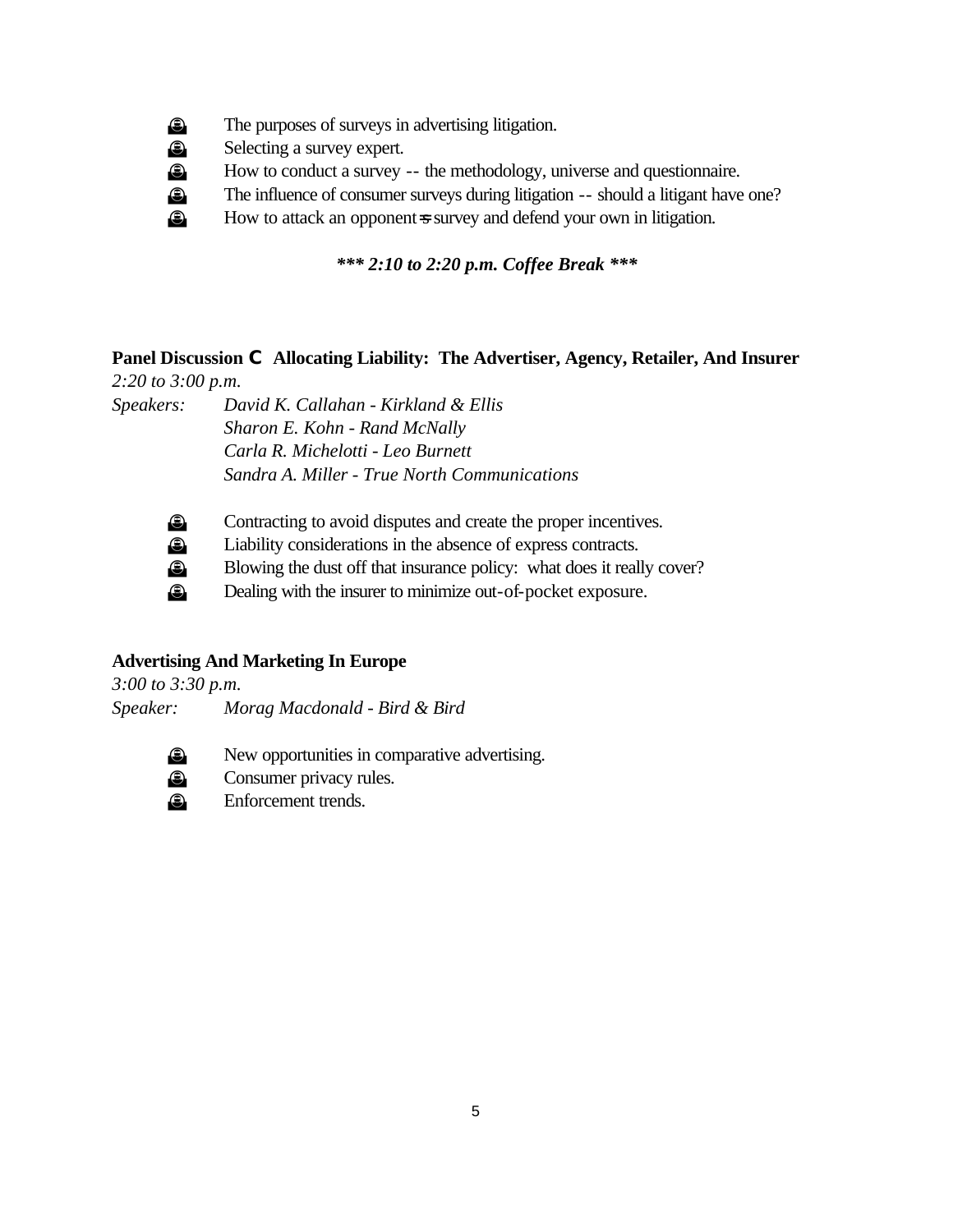- The purposes of surveys in advertising litigation.
- Selecting a survey expert.
- How to conduct a survey -- the methodology, universe and questionnaire.
- The influence of consumer surveys during litigation -- should a litigant have one?
- How to attack an opponent=s survey and defend your own in litigation.

***\*\*\* 2:10 to 2:20 p.m. Coffee Break \*\*\****

**Panel Discussion C Allocating Liability: The Advertiser, Agency, Retailer, And Insurer**

*2:20 to 3:00 p.m.*

*Speakers:* *David K. Callahan - Kirkland & Ellis*
*Sharon E. Kohn - Rand McNally*
*Carla R. Michelotti - Leo Burnett*
*Sandra A. Miller - True North Communications*

- Contracting to avoid disputes and create the proper incentives.
- Liability considerations in the absence of express contracts.
- Blowing the dust off that insurance policy: what does it really cover?
- Dealing with the insurer to minimize out-of-pocket exposure.

**Advertising And Marketing In Europe**

*3:00 to 3:30 p.m.*

*Speaker:* *Morag Macdonald - Bird & Bird*

- New opportunities in comparative advertising.
- Consumer privacy rules.
- Enforcement trends.